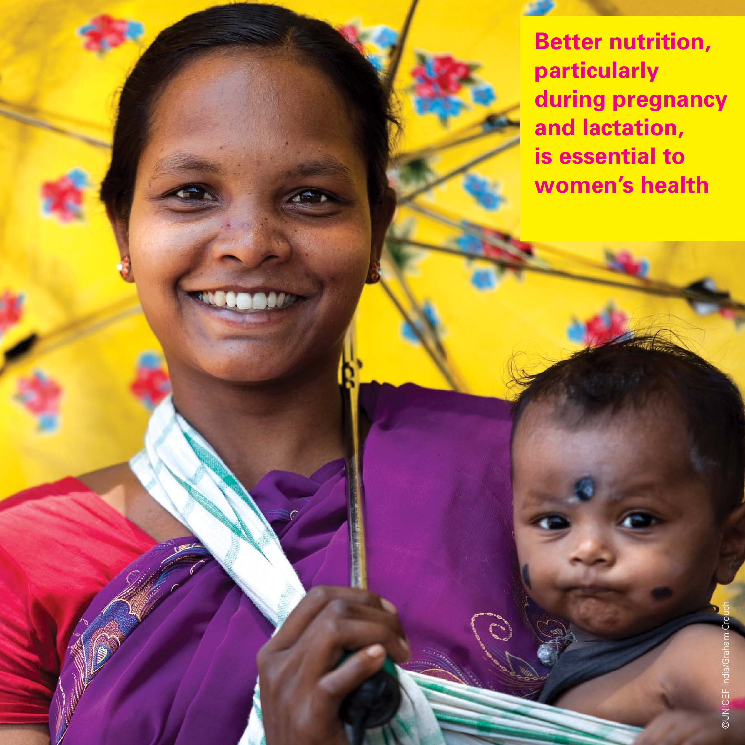**Better nutrition, particularly during pregnancy and lactation, is essential to women's health**

©UNICEF India/Graham Crouch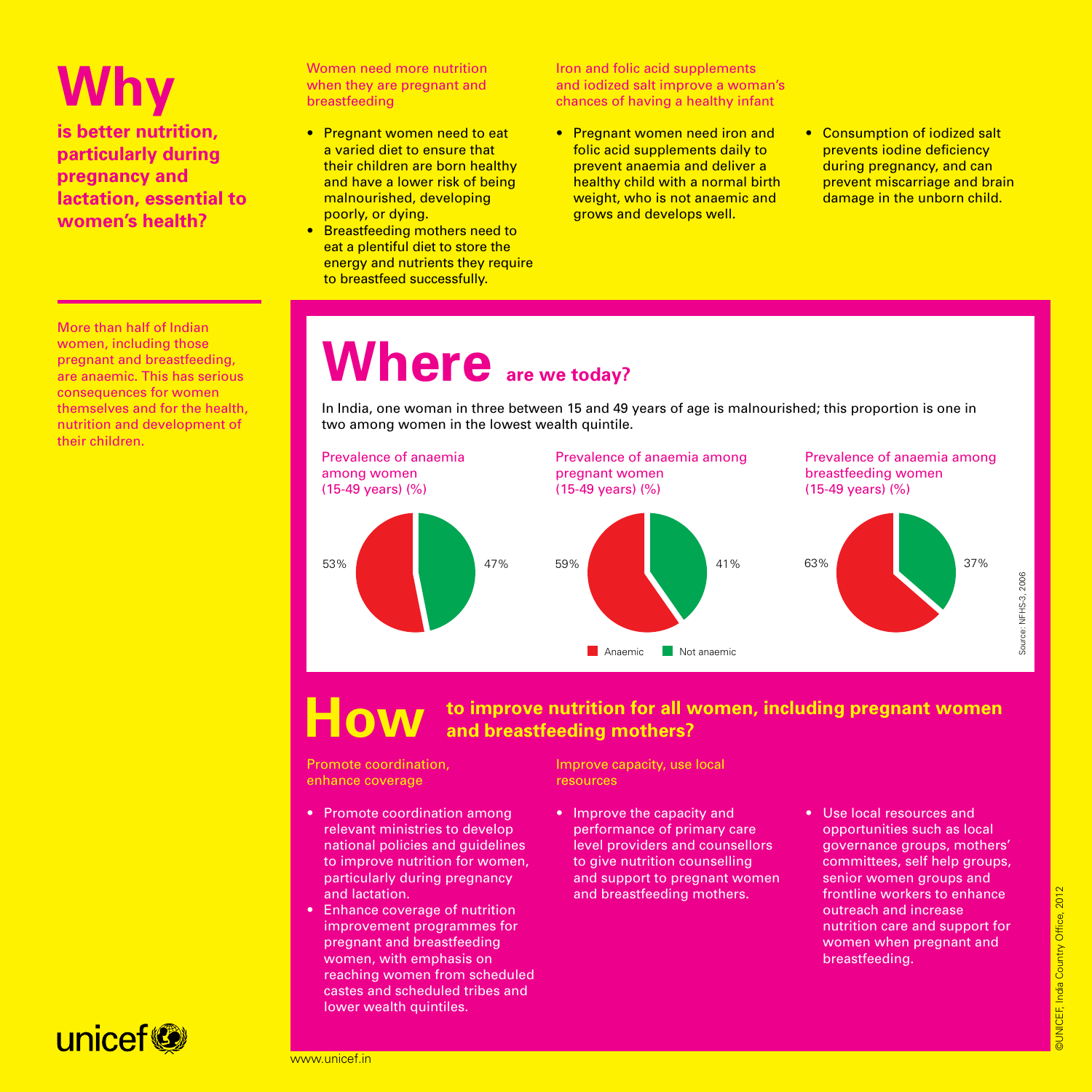# Why

**is better nutrition, particularly during pregnancy and lactation, essential to women's health?**

Women need more nutrition when they are pregnant and breastfeeding

- Pregnant women need to eat a varied diet to ensure that their children are born healthy and have a lower risk of being malnourished, developing poorly, or dying.
- Breastfeeding mothers need to eat a plentiful diet to store the energy and nutrients they require to breastfeed successfully.

Iron and folic acid supplements and iodized salt improve a woman's chances of having a healthy infant

- Pregnant women need iron and folic acid supplements daily to prevent anaemia and deliver a healthy child with a normal birth weight, who is not anaemic and grows and develops well.
- Consumption of iodized salt prevents iodine deficiency during pregnancy, and can prevent miscarriage and brain damage in the unborn child.

More than half of Indian women, including those pregnant and breastfeeding, are anaemic. This has serious consequences for women themselves and for the health, nutrition and development of their children.

# Where are we today?

In India, one woman in three between 15 and 49 years of age is malnourished; this proportion is one in two among women in the lowest wealth quintile.

Prevalence of anaemia among women (15-49 years) (%)

53%

47%

Prevalence of anaemia among pregnant women (15-49 years) (%)

59%

41%

Prevalence of anaemia among breastfeeding women (15-49 years) (%)

63%

37%

Anaemic

Not anaemic

Source: NFHS-3, 2006

# How to improve nutrition for all women, including pregnant women and breastfeeding mothers?

Promote coordination, enhance coverage

- Promote coordination among relevant ministries to develop national policies and guidelines to improve nutrition for women, particularly during pregnancy and lactation.
- Enhance coverage of nutrition improvement programmes for pregnant and breastfeeding women, with emphasis on reaching women from scheduled castes and scheduled tribes and lower wealth quintiles.

Improve capacity, use local resources

- Improve the capacity and performance of primary care level providers and counsellors to give nutrition counselling and support to pregnant women and breastfeeding mothers.
- Use local resources and opportunities such as local governance groups, mothers' committees, self help groups, senior women groups and frontline workers to enhance outreach and increase nutrition care and support for women when pregnant and breastfeeding.

unicef

www.unicef.in

©UNICEF, India Country Office, 2012